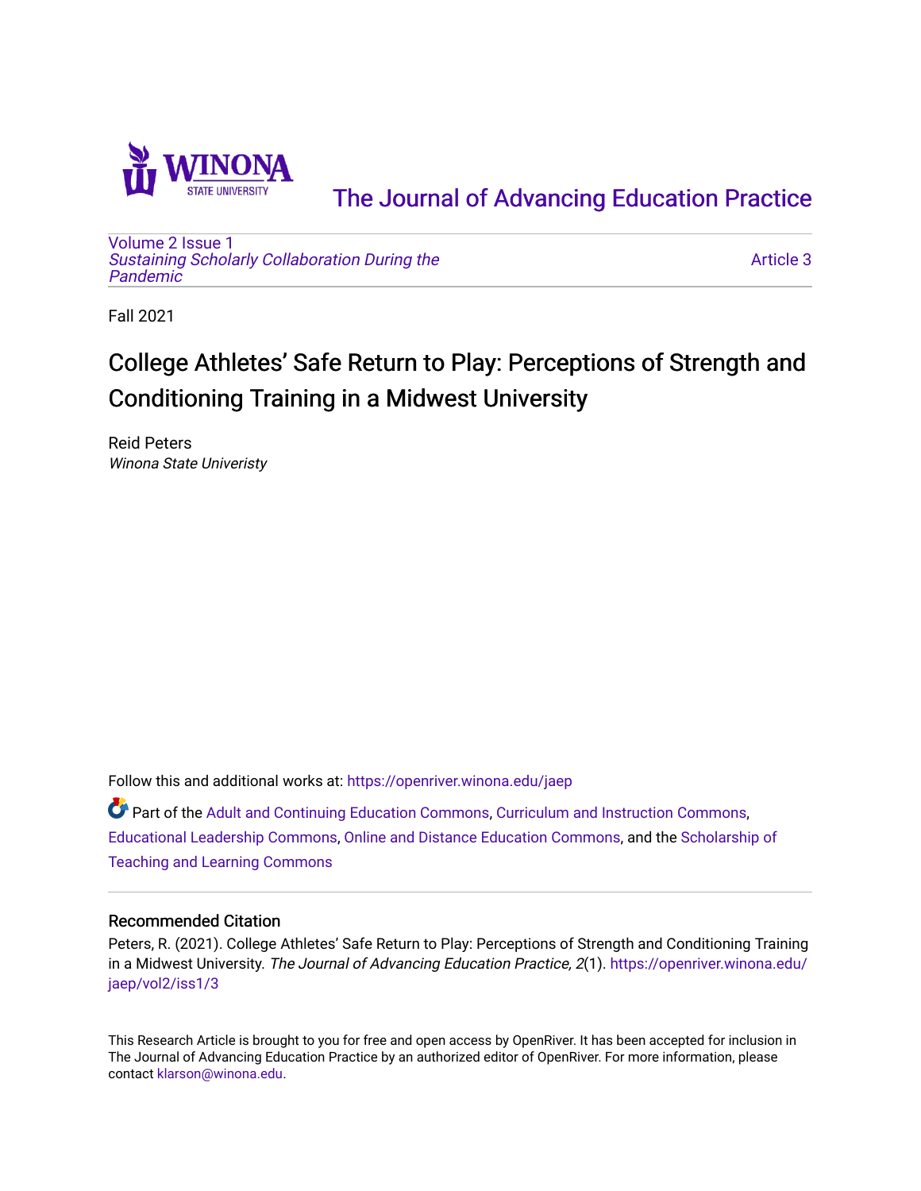The Journal of Advancing Education Practice

Volume 2 Issue 1
*Sustaining Scholarly Collaboration During the Pandemic*

Article 3

Fall 2021

# College Athletes' Safe Return to Play: Perceptions of Strength and Conditioning Training in a Midwest University

Reid Peters
*Winona State Univeristy*

Follow this and additional works at: https://openriver.winona.edu/jaep

Part of the Adult and Continuing Education Commons, Curriculum and Instruction Commons, Educational Leadership Commons, Online and Distance Education Commons, and the Scholarship of Teaching and Learning Commons

## Recommended Citation

Peters, R. (2021). College Athletes' Safe Return to Play: Perceptions of Strength and Conditioning Training in a Midwest University. *The Journal of Advancing Education Practice, 2*(1). https://openriver.winona.edu/jaep/vol2/iss1/3

This Research Article is brought to you for free and open access by OpenRiver. It has been accepted for inclusion in The Journal of Advancing Education Practice by an authorized editor of OpenRiver. For more information, please contact klarson@winona.edu.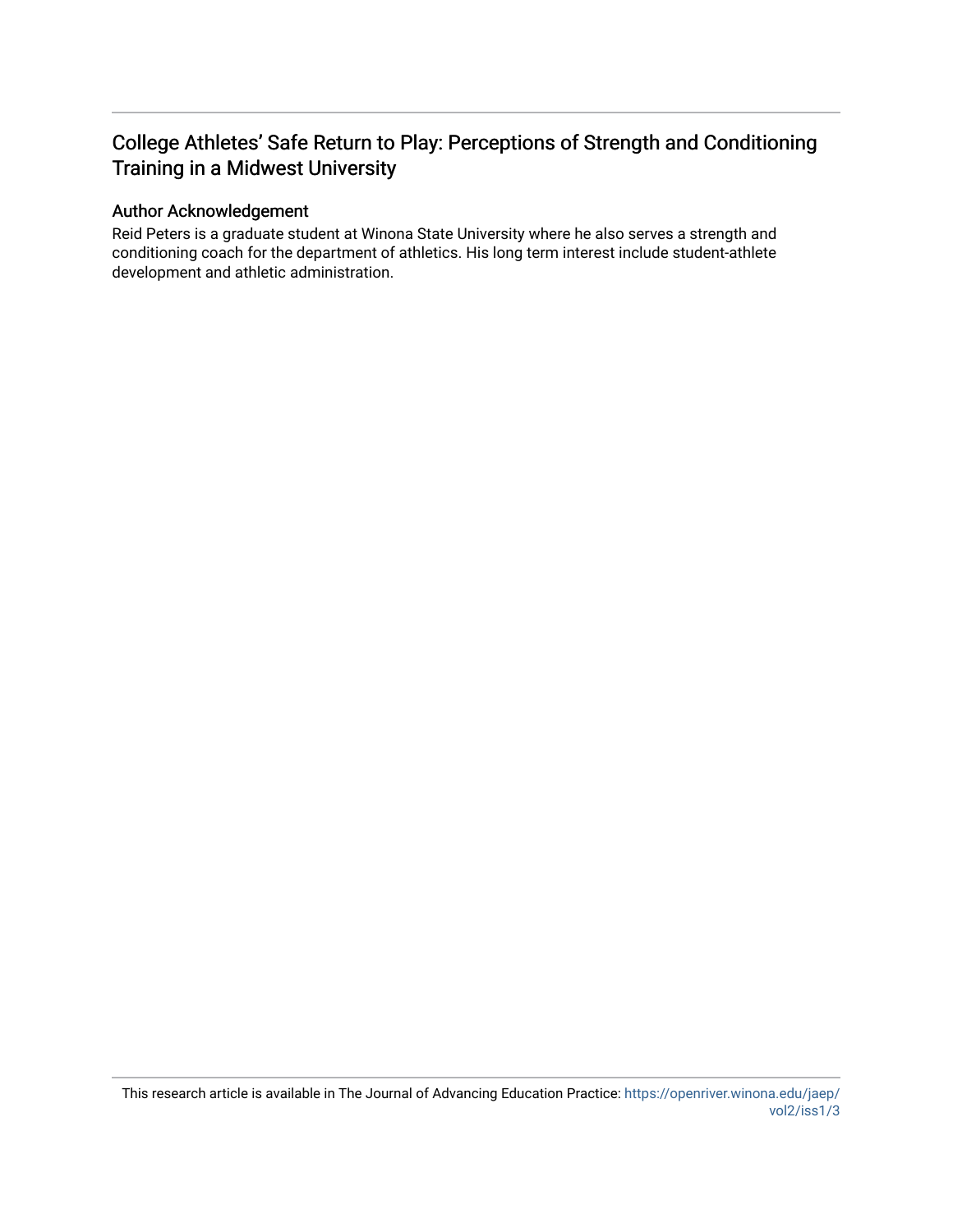# College Athletes' Safe Return to Play: Perceptions of Strength and Conditioning Training in a Midwest University

## Author Acknowledgement

Reid Peters is a graduate student at Winona State University where he also serves a strength and conditioning coach for the department of athletics. His long term interest include student-athlete development and athletic administration.

This research article is available in The Journal of Advancing Education Practice: https://openriver.winona.edu/jaep/vol2/iss1/3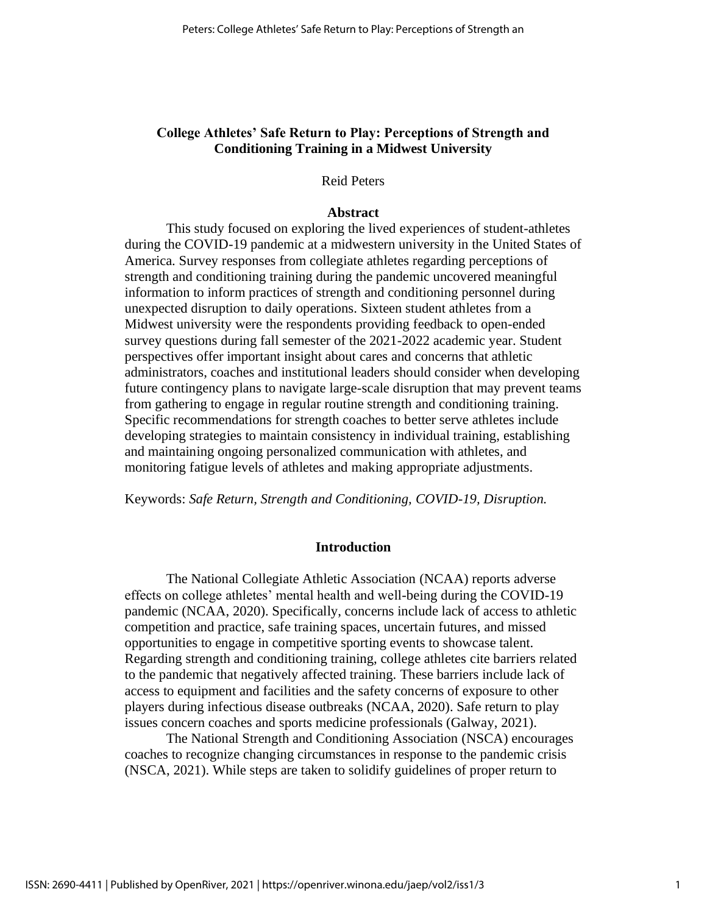# College Athletes' Safe Return to Play: Perceptions of Strength and Conditioning Training in a Midwest University

Reid Peters

## Abstract

This study focused on exploring the lived experiences of student-athletes during the COVID-19 pandemic at a midwestern university in the United States of America. Survey responses from collegiate athletes regarding perceptions of strength and conditioning training during the pandemic uncovered meaningful information to inform practices of strength and conditioning personnel during unexpected disruption to daily operations. Sixteen student athletes from a Midwest university were the respondents providing feedback to open-ended survey questions during fall semester of the 2021-2022 academic year. Student perspectives offer important insight about cares and concerns that athletic administrators, coaches and institutional leaders should consider when developing future contingency plans to navigate large-scale disruption that may prevent teams from gathering to engage in regular routine strength and conditioning training. Specific recommendations for strength coaches to better serve athletes include developing strategies to maintain consistency in individual training, establishing and maintaining ongoing personalized communication with athletes, and monitoring fatigue levels of athletes and making appropriate adjustments.

Keywords: *Safe Return, Strength and Conditioning, COVID-19, Disruption.*

## Introduction

The National Collegiate Athletic Association (NCAA) reports adverse effects on college athletes' mental health and well-being during the COVID-19 pandemic (NCAA, 2020). Specifically, concerns include lack of access to athletic competition and practice, safe training spaces, uncertain futures, and missed opportunities to engage in competitive sporting events to showcase talent. Regarding strength and conditioning training, college athletes cite barriers related to the pandemic that negatively affected training. These barriers include lack of access to equipment and facilities and the safety concerns of exposure to other players during infectious disease outbreaks (NCAA, 2020). Safe return to play issues concern coaches and sports medicine professionals (Galway, 2021).

The National Strength and Conditioning Association (NSCA) encourages coaches to recognize changing circumstances in response to the pandemic crisis (NSCA, 2021). While steps are taken to solidify guidelines of proper return to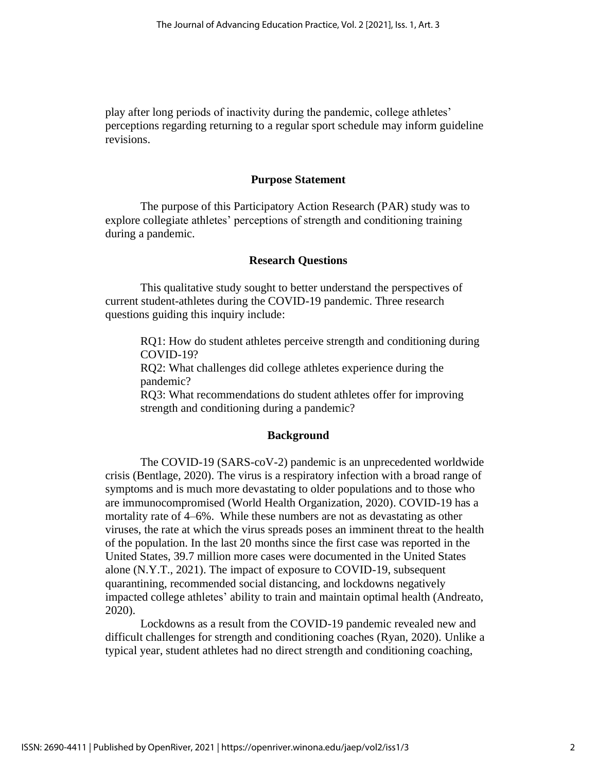play after long periods of inactivity during the pandemic, college athletes' perceptions regarding returning to a regular sport schedule may inform guideline revisions.

## Purpose Statement

The purpose of this Participatory Action Research (PAR) study was to explore collegiate athletes' perceptions of strength and conditioning training during a pandemic.

## Research Questions

This qualitative study sought to better understand the perspectives of current student-athletes during the COVID-19 pandemic. Three research questions guiding this inquiry include:

RQ1: How do student athletes perceive strength and conditioning during COVID-19?
RQ2: What challenges did college athletes experience during the pandemic?
RQ3: What recommendations do student athletes offer for improving strength and conditioning during a pandemic?

## Background

The COVID-19 (SARS-coV-2) pandemic is an unprecedented worldwide crisis (Bentlage, 2020). The virus is a respiratory infection with a broad range of symptoms and is much more devastating to older populations and to those who are immunocompromised (World Health Organization, 2020). COVID-19 has a mortality rate of 4–6%. While these numbers are not as devastating as other viruses, the rate at which the virus spreads poses an imminent threat to the health of the population. In the last 20 months since the first case was reported in the United States, 39.7 million more cases were documented in the United States alone (N.Y.T., 2021). The impact of exposure to COVID-19, subsequent quarantining, recommended social distancing, and lockdowns negatively impacted college athletes' ability to train and maintain optimal health (Andreato, 2020).

Lockdowns as a result from the COVID-19 pandemic revealed new and difficult challenges for strength and conditioning coaches (Ryan, 2020). Unlike a typical year, student athletes had no direct strength and conditioning coaching,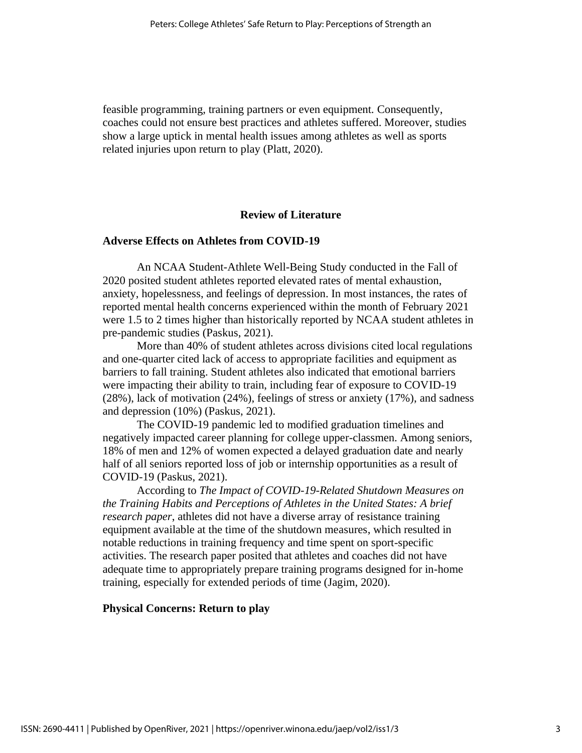feasible programming, training partners or even equipment. Consequently, coaches could not ensure best practices and athletes suffered. Moreover, studies show a large uptick in mental health issues among athletes as well as sports related injuries upon return to play (Platt, 2020).

## Review of Literature

### Adverse Effects on Athletes from COVID-19

An NCAA Student-Athlete Well-Being Study conducted in the Fall of 2020 posited student athletes reported elevated rates of mental exhaustion, anxiety, hopelessness, and feelings of depression. In most instances, the rates of reported mental health concerns experienced within the month of February 2021 were 1.5 to 2 times higher than historically reported by NCAA student athletes in pre-pandemic studies (Paskus, 2021).

More than 40% of student athletes across divisions cited local regulations and one-quarter cited lack of access to appropriate facilities and equipment as barriers to fall training. Student athletes also indicated that emotional barriers were impacting their ability to train, including fear of exposure to COVID-19 (28%), lack of motivation (24%), feelings of stress or anxiety (17%), and sadness and depression (10%) (Paskus, 2021).

The COVID-19 pandemic led to modified graduation timelines and negatively impacted career planning for college upper-classmen. Among seniors, 18% of men and 12% of women expected a delayed graduation date and nearly half of all seniors reported loss of job or internship opportunities as a result of COVID-19 (Paskus, 2021).

According to *The Impact of COVID-19-Related Shutdown Measures on the Training Habits and Perceptions of Athletes in the United States: A brief research paper*, athletes did not have a diverse array of resistance training equipment available at the time of the shutdown measures, which resulted in notable reductions in training frequency and time spent on sport-specific activities. The research paper posited that athletes and coaches did not have adequate time to appropriately prepare training programs designed for in-home training, especially for extended periods of time (Jagim, 2020).

### Physical Concerns: Return to play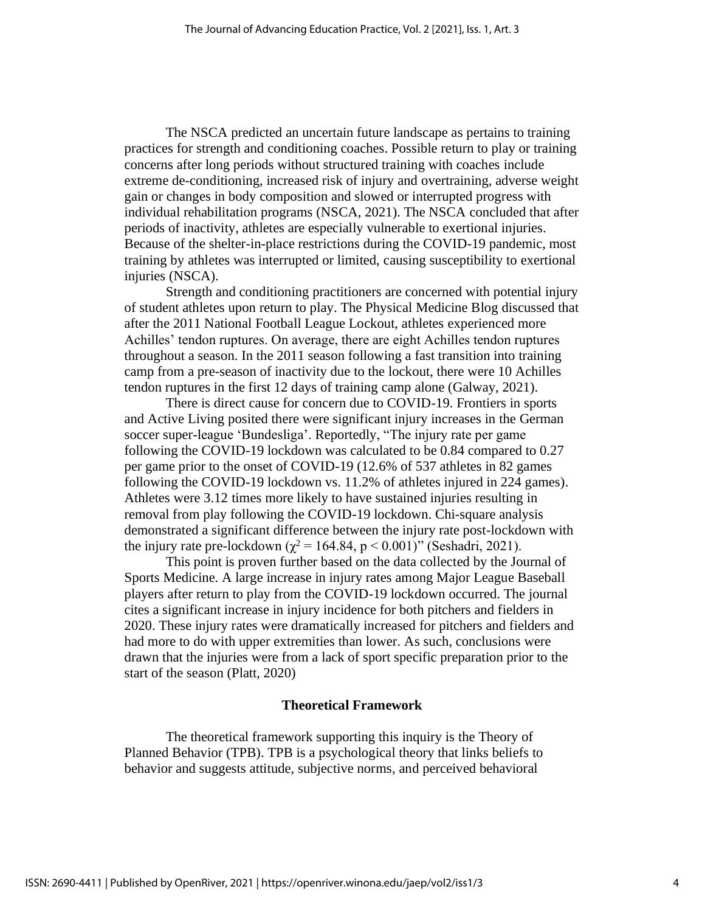The NSCA predicted an uncertain future landscape as pertains to training practices for strength and conditioning coaches. Possible return to play or training concerns after long periods without structured training with coaches include extreme de-conditioning, increased risk of injury and overtraining, adverse weight gain or changes in body composition and slowed or interrupted progress with individual rehabilitation programs (NSCA, 2021). The NSCA concluded that after periods of inactivity, athletes are especially vulnerable to exertional injuries. Because of the shelter-in-place restrictions during the COVID-19 pandemic, most training by athletes was interrupted or limited, causing susceptibility to exertional injuries (NSCA).

Strength and conditioning practitioners are concerned with potential injury of student athletes upon return to play. The Physical Medicine Blog discussed that after the 2011 National Football League Lockout, athletes experienced more Achilles' tendon ruptures. On average, there are eight Achilles tendon ruptures throughout a season. In the 2011 season following a fast transition into training camp from a pre-season of inactivity due to the lockout, there were 10 Achilles tendon ruptures in the first 12 days of training camp alone (Galway, 2021).

There is direct cause for concern due to COVID-19. Frontiers in sports and Active Living posited there were significant injury increases in the German soccer super-league 'Bundesliga'. Reportedly, "The injury rate per game following the COVID-19 lockdown was calculated to be 0.84 compared to 0.27 per game prior to the onset of COVID-19 (12.6% of 537 athletes in 82 games following the COVID-19 lockdown vs. 11.2% of athletes injured in 224 games). Athletes were 3.12 times more likely to have sustained injuries resulting in removal from play following the COVID-19 lockdown. Chi-square analysis demonstrated a significant difference between the injury rate post-lockdown with the injury rate pre-lockdown ($\chi^2 = 164.84$, $p < 0.001$)" (Seshadri, 2021).

This point is proven further based on the data collected by the Journal of Sports Medicine. A large increase in injury rates among Major League Baseball players after return to play from the COVID-19 lockdown occurred. The journal cites a significant increase in injury incidence for both pitchers and fielders in 2020. These injury rates were dramatically increased for pitchers and fielders and had more to do with upper extremities than lower. As such, conclusions were drawn that the injuries were from a lack of sport specific preparation prior to the start of the season (Platt, 2020)

## Theoretical Framework

The theoretical framework supporting this inquiry is the Theory of Planned Behavior (TPB). TPB is a psychological theory that links beliefs to behavior and suggests attitude, subjective norms, and perceived behavioral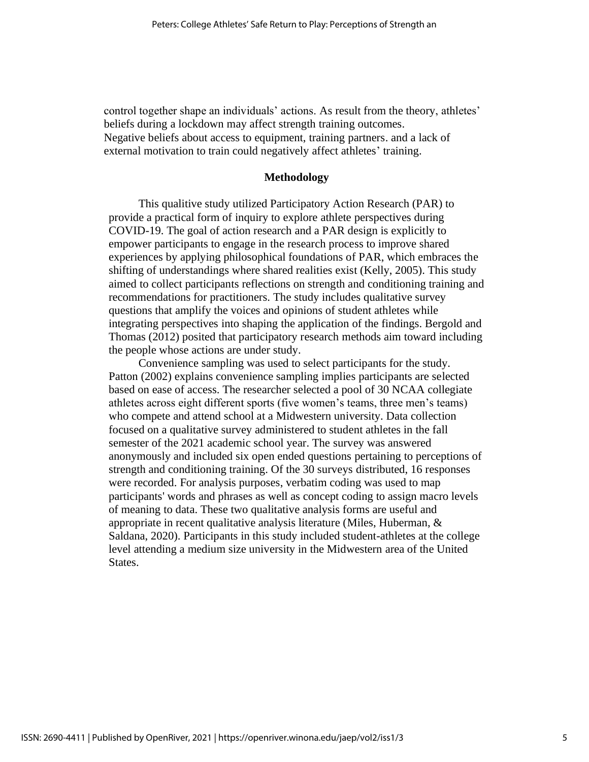control together shape an individuals' actions. As result from the theory, athletes' beliefs during a lockdown may affect strength training outcomes. Negative beliefs about access to equipment, training partners. and a lack of external motivation to train could negatively affect athletes' training.

## Methodology

This qualitive study utilized Participatory Action Research (PAR) to provide a practical form of inquiry to explore athlete perspectives during COVID-19. The goal of action research and a PAR design is explicitly to empower participants to engage in the research process to improve shared experiences by applying philosophical foundations of PAR, which embraces the shifting of understandings where shared realities exist (Kelly, 2005). This study aimed to collect participants reflections on strength and conditioning training and recommendations for practitioners. The study includes qualitative survey questions that amplify the voices and opinions of student athletes while integrating perspectives into shaping the application of the findings. Bergold and Thomas (2012) posited that participatory research methods aim toward including the people whose actions are under study.

Convenience sampling was used to select participants for the study. Patton (2002) explains convenience sampling implies participants are selected based on ease of access. The researcher selected a pool of 30 NCAA collegiate athletes across eight different sports (five women's teams, three men's teams) who compete and attend school at a Midwestern university. Data collection focused on a qualitative survey administered to student athletes in the fall semester of the 2021 academic school year. The survey was answered anonymously and included six open ended questions pertaining to perceptions of strength and conditioning training. Of the 30 surveys distributed, 16 responses were recorded. For analysis purposes, verbatim coding was used to map participants' words and phrases as well as concept coding to assign macro levels of meaning to data. These two qualitative analysis forms are useful and appropriate in recent qualitative analysis literature (Miles, Huberman, & Saldana, 2020). Participants in this study included student-athletes at the college level attending a medium size university in the Midwestern area of the United States.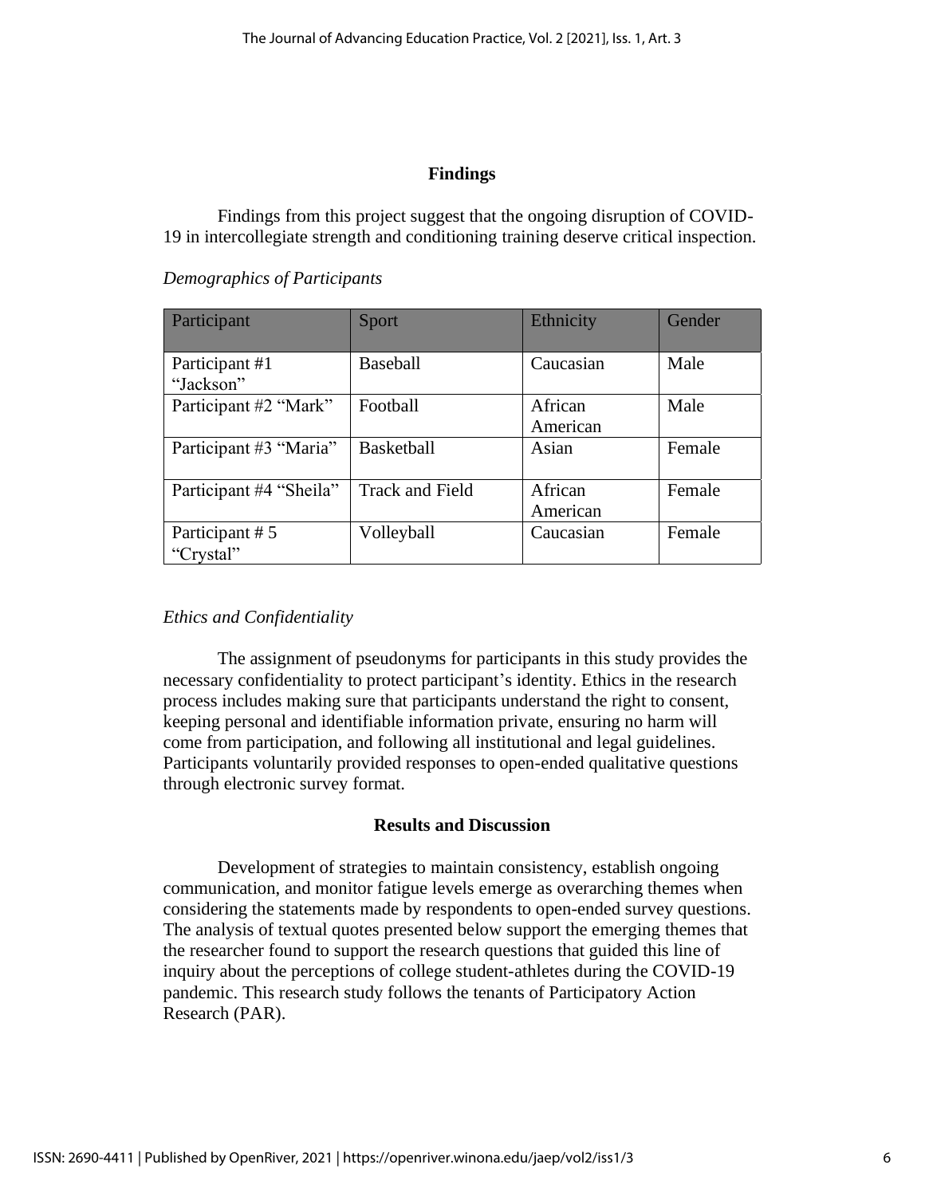## Findings

Findings from this project suggest that the ongoing disruption of COVID-19 in intercollegiate strength and conditioning training deserve critical inspection.

*Demographics of Participants*

| Participant | Sport | Ethnicity | Gender |
|---|---|---|---|
| Participant #1 "Jackson" | Baseball | Caucasian | Male |
| Participant #2 "Mark" | Football | African American | Male |
| Participant #3 "Maria" | Basketball | Asian | Female |
| Participant #4 "Sheila" | Track and Field | African American | Female |
| Participant # 5 "Crystal" | Volleyball | Caucasian | Female |

*Ethics and Confidentiality*

The assignment of pseudonyms for participants in this study provides the necessary confidentiality to protect participant's identity. Ethics in the research process includes making sure that participants understand the right to consent, keeping personal and identifiable information private, ensuring no harm will come from participation, and following all institutional and legal guidelines. Participants voluntarily provided responses to open-ended qualitative questions through electronic survey format.

## Results and Discussion

Development of strategies to maintain consistency, establish ongoing communication, and monitor fatigue levels emerge as overarching themes when considering the statements made by respondents to open-ended survey questions. The analysis of textual quotes presented below support the emerging themes that the researcher found to support the research questions that guided this line of inquiry about the perceptions of college student-athletes during the COVID-19 pandemic. This research study follows the tenants of Participatory Action Research (PAR).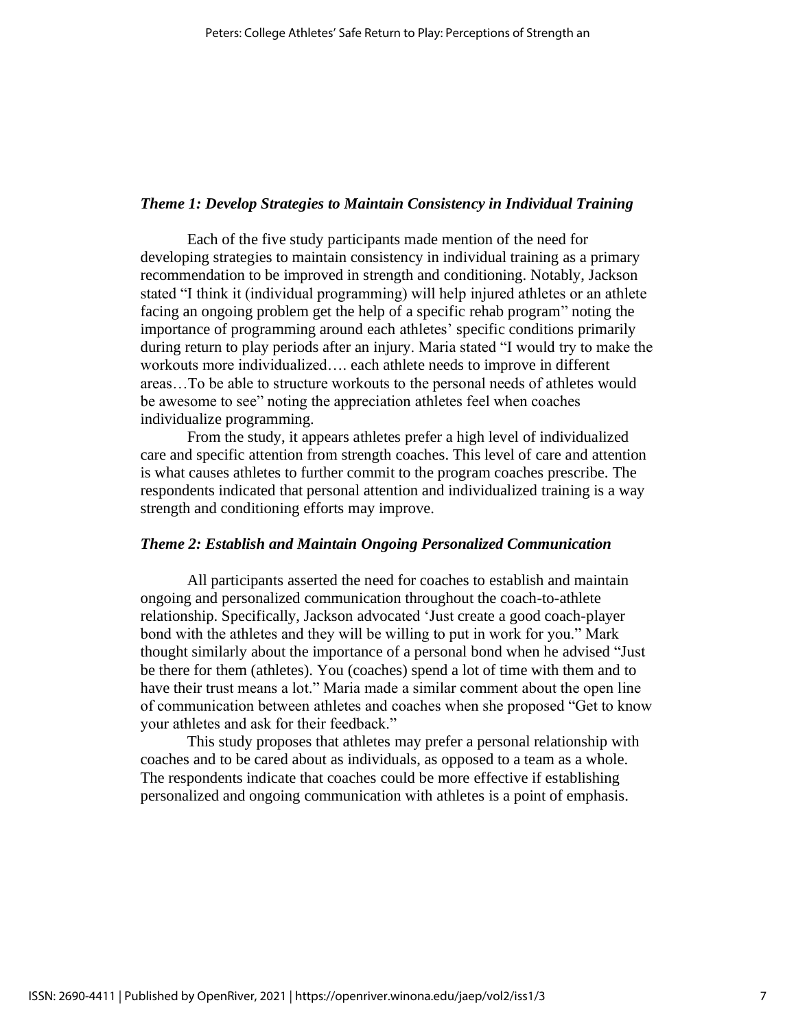### *Theme 1: Develop Strategies to Maintain Consistency in Individual Training*

Each of the five study participants made mention of the need for developing strategies to maintain consistency in individual training as a primary recommendation to be improved in strength and conditioning. Notably, Jackson stated "I think it (individual programming) will help injured athletes or an athlete facing an ongoing problem get the help of a specific rehab program" noting the importance of programming around each athletes' specific conditions primarily during return to play periods after an injury. Maria stated "I would try to make the workouts more individualized…. each athlete needs to improve in different areas…To be able to structure workouts to the personal needs of athletes would be awesome to see" noting the appreciation athletes feel when coaches individualize programming.

From the study, it appears athletes prefer a high level of individualized care and specific attention from strength coaches. This level of care and attention is what causes athletes to further commit to the program coaches prescribe. The respondents indicated that personal attention and individualized training is a way strength and conditioning efforts may improve.

### *Theme 2: Establish and Maintain Ongoing Personalized Communication*

All participants asserted the need for coaches to establish and maintain ongoing and personalized communication throughout the coach-to-athlete relationship. Specifically, Jackson advocated 'Just create a good coach-player bond with the athletes and they will be willing to put in work for you." Mark thought similarly about the importance of a personal bond when he advised "Just be there for them (athletes). You (coaches) spend a lot of time with them and to have their trust means a lot." Maria made a similar comment about the open line of communication between athletes and coaches when she proposed "Get to know your athletes and ask for their feedback."

This study proposes that athletes may prefer a personal relationship with coaches and to be cared about as individuals, as opposed to a team as a whole. The respondents indicate that coaches could be more effective if establishing personalized and ongoing communication with athletes is a point of emphasis.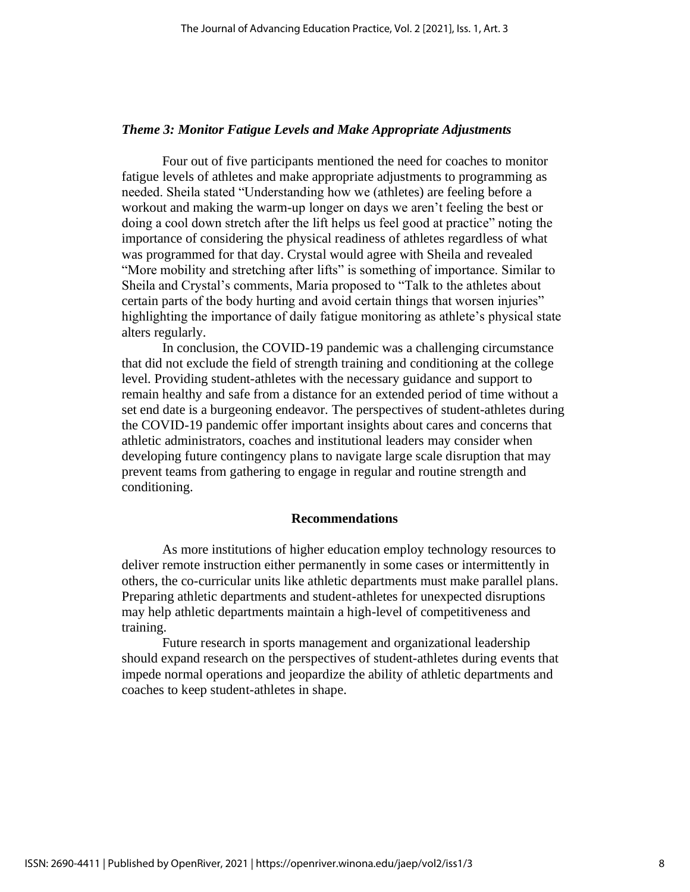### *Theme 3: Monitor Fatigue Levels and Make Appropriate Adjustments*

Four out of five participants mentioned the need for coaches to monitor fatigue levels of athletes and make appropriate adjustments to programming as needed. Sheila stated "Understanding how we (athletes) are feeling before a workout and making the warm-up longer on days we aren't feeling the best or doing a cool down stretch after the lift helps us feel good at practice" noting the importance of considering the physical readiness of athletes regardless of what was programmed for that day. Crystal would agree with Sheila and revealed "More mobility and stretching after lifts" is something of importance. Similar to Sheila and Crystal's comments, Maria proposed to "Talk to the athletes about certain parts of the body hurting and avoid certain things that worsen injuries" highlighting the importance of daily fatigue monitoring as athlete's physical state alters regularly.

In conclusion, the COVID-19 pandemic was a challenging circumstance that did not exclude the field of strength training and conditioning at the college level. Providing student-athletes with the necessary guidance and support to remain healthy and safe from a distance for an extended period of time without a set end date is a burgeoning endeavor. The perspectives of student-athletes during the COVID-19 pandemic offer important insights about cares and concerns that athletic administrators, coaches and institutional leaders may consider when developing future contingency plans to navigate large scale disruption that may prevent teams from gathering to engage in regular and routine strength and conditioning.

## Recommendations

As more institutions of higher education employ technology resources to deliver remote instruction either permanently in some cases or intermittently in others, the co-curricular units like athletic departments must make parallel plans. Preparing athletic departments and student-athletes for unexpected disruptions may help athletic departments maintain a high-level of competitiveness and training.

Future research in sports management and organizational leadership should expand research on the perspectives of student-athletes during events that impede normal operations and jeopardize the ability of athletic departments and coaches to keep student-athletes in shape.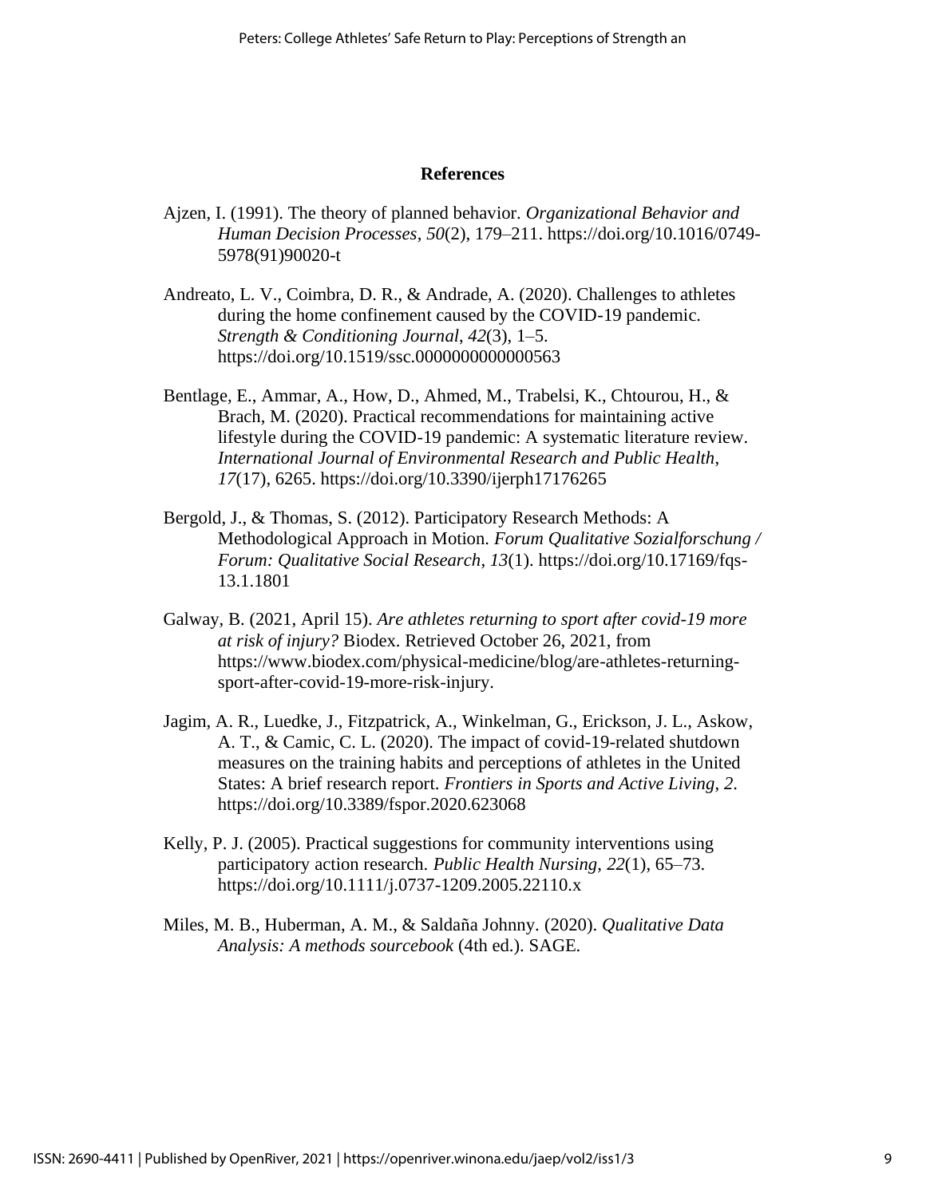## References

Ajzen, I. (1991). The theory of planned behavior. *Organizational Behavior and Human Decision Processes*, *50*(2), 179–211. https://doi.org/10.1016/0749-5978(91)90020-t

Andreato, L. V., Coimbra, D. R., & Andrade, A. (2020). Challenges to athletes during the home confinement caused by the COVID-19 pandemic. *Strength & Conditioning Journal*, *42*(3), 1–5. https://doi.org/10.1519/ssc.0000000000000563

Bentlage, E., Ammar, A., How, D., Ahmed, M., Trabelsi, K., Chtourou, H., & Brach, M. (2020). Practical recommendations for maintaining active lifestyle during the COVID-19 pandemic: A systematic literature review. *International Journal of Environmental Research and Public Health*, *17*(17), 6265. https://doi.org/10.3390/ijerph17176265

Bergold, J., & Thomas, S. (2012). Participatory Research Methods: A Methodological Approach in Motion. *Forum Qualitative Sozialforschung / Forum: Qualitative Social Research*, *13*(1). https://doi.org/10.17169/fqs-13.1.1801

Galway, B. (2021, April 15). *Are athletes returning to sport after covid-19 more at risk of injury?* Biodex. Retrieved October 26, 2021, from https://www.biodex.com/physical-medicine/blog/are-athletes-returning-sport-after-covid-19-more-risk-injury.

Jagim, A. R., Luedke, J., Fitzpatrick, A., Winkelman, G., Erickson, J. L., Askow, A. T., & Camic, C. L. (2020). The impact of covid-19-related shutdown measures on the training habits and perceptions of athletes in the United States: A brief research report. *Frontiers in Sports and Active Living*, *2*. https://doi.org/10.3389/fspor.2020.623068

Kelly, P. J. (2005). Practical suggestions for community interventions using participatory action research. *Public Health Nursing*, *22*(1), 65–73. https://doi.org/10.1111/j.0737-1209.2005.22110.x

Miles, M. B., Huberman, A. M., & Saldaña Johnny. (2020). *Qualitative Data Analysis: A methods sourcebook* (4th ed.). SAGE.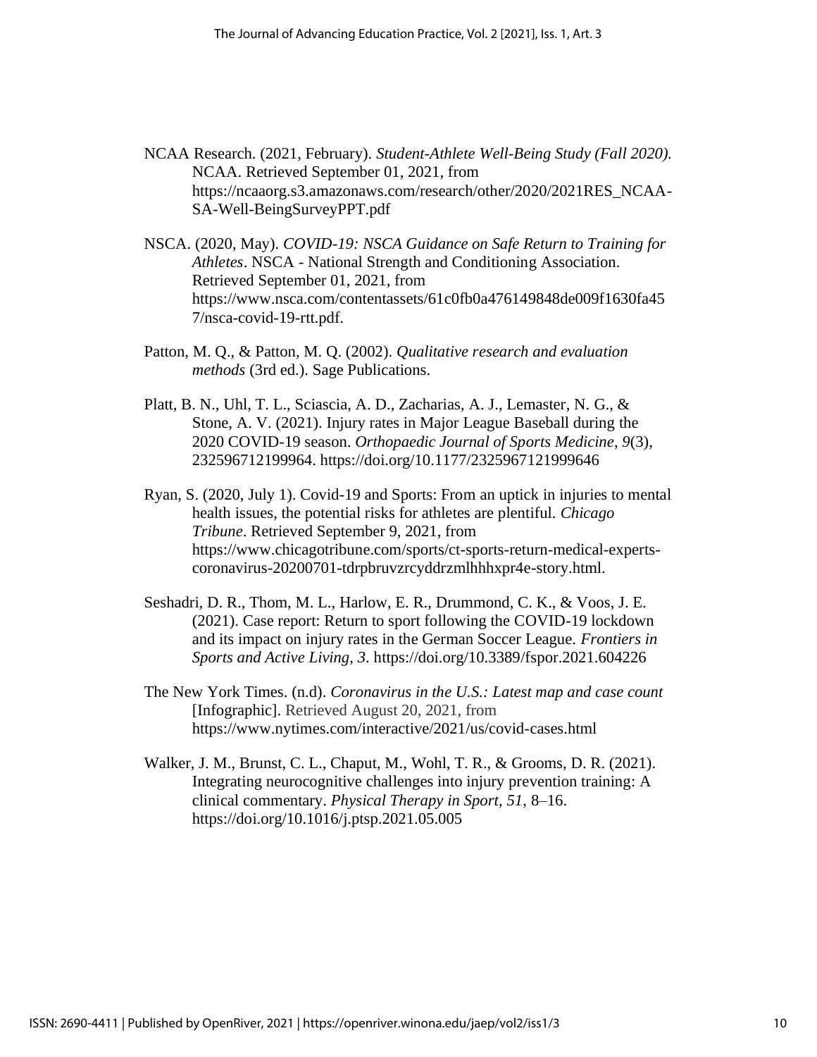NCAA Research. (2021, February). *Student-Athlete Well-Being Study (Fall 2020).* NCAA. Retrieved September 01, 2021, from https://ncaaorg.s3.amazonaws.com/research/other/2020/2021RES_NCAA-SA-Well-BeingSurveyPPT.pdf

NSCA. (2020, May). *COVID-19: NSCA Guidance on Safe Return to Training for Athletes*. NSCA - National Strength and Conditioning Association. Retrieved September 01, 2021, from https://www.nsca.com/contentassets/61c0fb0a476149848de009f1630fa457/nsca-covid-19-rtt.pdf.

Patton, M. Q., & Patton, M. Q. (2002). *Qualitative research and evaluation methods* (3rd ed.). Sage Publications.

Platt, B. N., Uhl, T. L., Sciascia, A. D., Zacharias, A. J., Lemaster, N. G., & Stone, A. V. (2021). Injury rates in Major League Baseball during the 2020 COVID-19 season. *Orthopaedic Journal of Sports Medicine*, *9*(3), 232596712199964. https://doi.org/10.1177/2325967121999646

Ryan, S. (2020, July 1). Covid-19 and Sports: From an uptick in injuries to mental health issues, the potential risks for athletes are plentiful. *Chicago Tribune*. Retrieved September 9, 2021, from https://www.chicagotribune.com/sports/ct-sports-return-medical-experts-coronavirus-20200701-tdrpbruvzrcyddrzmlhhhxpr4e-story.html.

Seshadri, D. R., Thom, M. L., Harlow, E. R., Drummond, C. K., & Voos, J. E. (2021). Case report: Return to sport following the COVID-19 lockdown and its impact on injury rates in the German Soccer League. *Frontiers in Sports and Active Living*, *3*. https://doi.org/10.3389/fspor.2021.604226

The New York Times. (n.d). *Coronavirus in the U.S.: Latest map and case count* [Infographic]. Retrieved August 20, 2021, from https://www.nytimes.com/interactive/2021/us/covid-cases.html

Walker, J. M., Brunst, C. L., Chaput, M., Wohl, T. R., & Grooms, D. R. (2021). Integrating neurocognitive challenges into injury prevention training: A clinical commentary. *Physical Therapy in Sport*, *51*, 8–16. https://doi.org/10.1016/j.ptsp.2021.05.005